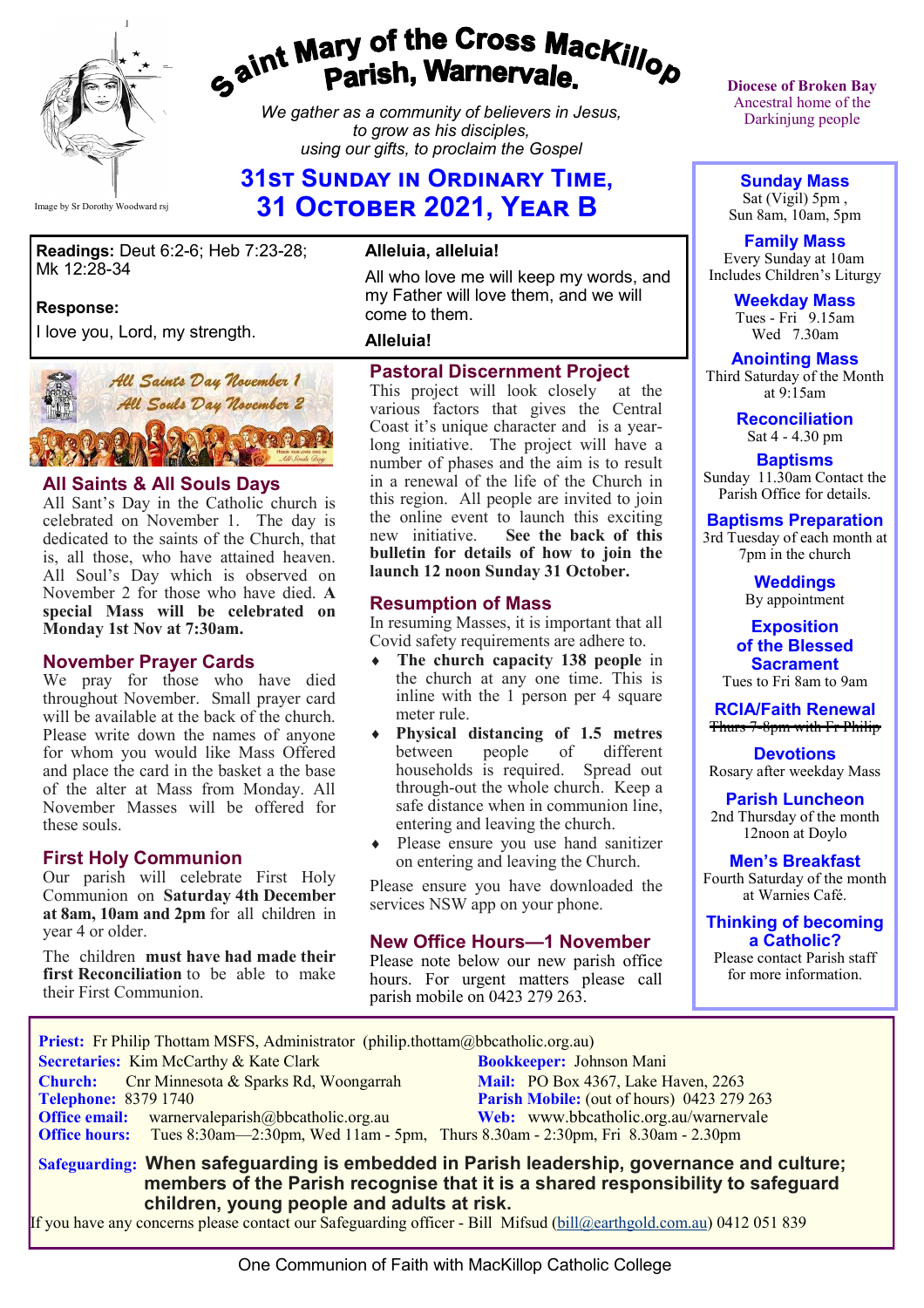# Saint Mary of the Cross MacKillop Parish, Warnervale.

*We gather as a community of believers in Jesus, to grow as his disciples, using our gifts, to proclaim the Gospel*

Image by Sr Dorothy Woodward rsj

**Diocese of Broken Bay**
Ancestral home of the Darkinjung people

## 31st Sunday in Ordinary Time, 31 October 2021, Year B

**Readings:** Deut 6:2-6; Heb 7:23-28; Mk 12:28-34

**Response:**
I love you, Lord, my strength.

**Alleluia, alleluia!**
All who love me will keep my words, and my Father will love them, and we will come to them.
**Alleluia!**

All Saints Day November 1
All Souls Day November 2

### All Saints & All Souls Days
All Sant's Day in the Catholic church is celebrated on November 1. The day is dedicated to the saints of the Church, that is, all those, who have attained heaven. All Soul's Day which is observed on November 2 for those who have died. **A special Mass will be celebrated on Monday 1st Nov at 7:30am.**

### November Prayer Cards
We pray for those who have died throughout November. Small prayer card will be available at the back of the church. Please write down the names of anyone for whom you would like Mass Offered and place the card in the basket a the base of the alter at Mass from Monday. All November Masses will be offered for these souls.

### First Holy Communion
Our parish will celebrate First Holy Communion on **Saturday 4th December at 8am, 10am and 2pm** for all children in year 4 or older.

The children **must have had made their first Reconciliation** to be able to make their First Communion.

### Pastoral Discernment Project
This project will look closely at the various factors that gives the Central Coast it's unique character and is a year-long initiative. The project will have a number of phases and the aim is to result in a renewal of the life of the Church in this region. All people are invited to join the online event to launch this exciting new initiative. **See the back of this bulletin for details of how to join the launch 12 noon Sunday 31 October.**

### Resumption of Mass
In resuming Masses, it is important that all Covid safety requirements are adhere to.

- **The church capacity 138 people** in the church at any one time. This is inline with the 1 person per 4 square meter rule.
- **Physical distancing of 1.5 metres** between people of different households is required. Spread out through-out the whole church. Keep a safe distance when in communion line, entering and leaving the church.
- Please ensure you use hand sanitizer on entering and leaving the Church.

Please ensure you have downloaded the services NSW app on your phone.

### New Office Hours—1 November
Please note below our new parish office hours. For urgent matters please call parish mobile on 0423 279 263.

**Sunday Mass**
Sat (Vigil) 5pm ,
Sun 8am, 10am, 5pm

**Family Mass**
Every Sunday at 10am
Includes Children's Liturgy

**Weekday Mass**
Tues - Fri 9.15am
Wed 7.30am

**Anointing Mass**
Third Saturday of the Month at 9:15am

**Reconciliation**
Sat 4 - 4.30 pm

**Baptisms**
Sunday 11.30am Contact the Parish Office for details.

**Baptisms Preparation**
3rd Tuesday of each month at 7pm in the church

**Weddings**
By appointment

**Exposition of the Blessed Sacrament**
Tues to Fri 8am to 9am

**RCIA/Faith Renewal**
~~Thurs 7-8pm with Fr Philip~~

**Devotions**
Rosary after weekday Mass

**Parish Luncheon**
2nd Thursday of the month 12noon at Doylo

**Men's Breakfast**
Fourth Saturday of the month at Warnies Café.

**Thinking of becoming a Catholic?**
Please contact Parish staff for more information.

**Priest:** Fr Philip Thottam MSFS, Administrator (philip.thottam@bbcatholic.org.au)
**Secretaries:** Kim McCarthy & Kate Clark
**Bookkeeper:** Johnson Mani
**Church:** Cnr Minnesota & Sparks Rd, Woongarrah
**Mail:** PO Box 4367, Lake Haven, 2263
**Telephone:** 8379 1740
**Parish Mobile:** (out of hours) 0423 279 263
**Office email:** warnervaleparish@bbcatholic.org.au
**Web:** www.bbcatholic.org.au/warnervale
**Office hours:** Tues 8:30am—2:30pm, Wed 11am - 5pm, Thurs 8.30am - 2:30pm, Fri 8.30am - 2.30pm

**Safeguarding:** **When safeguarding is embedded in Parish leadership, governance and culture; members of the Parish recognise that it is a shared responsibility to safeguard children, young people and adults at risk.**
If you have any concerns please contact our Safeguarding officer - Bill Mifsud (bill@earthgold.com.au) 0412 051 839

One Communion of Faith with MacKillop Catholic College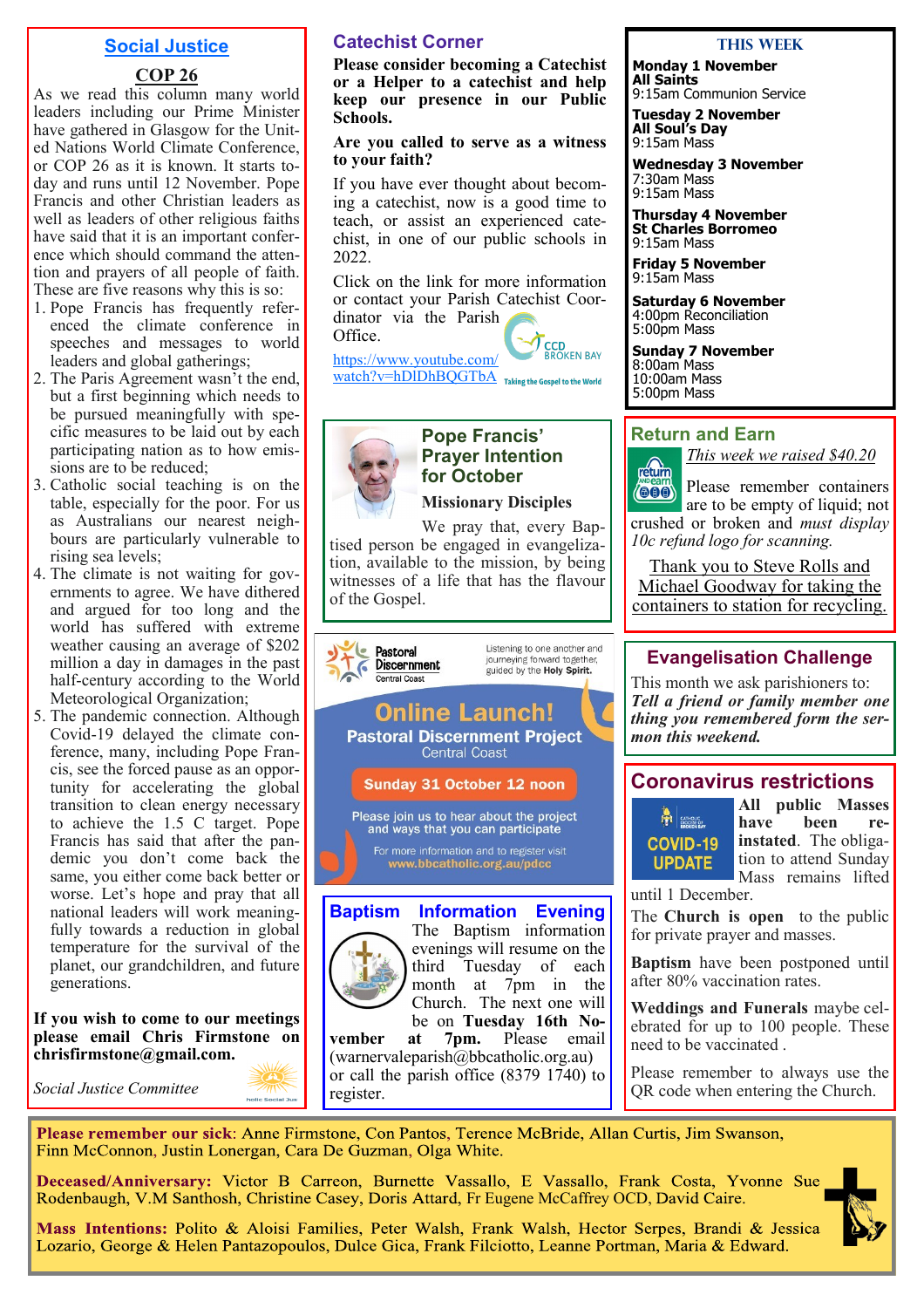## Social Justice

### COP 26

As we read this column many world leaders including our Prime Minister have gathered in Glasgow for the United Nations World Climate Conference, or COP 26 as it is known. It starts today and runs until 12 November. Pope Francis and other Christian leaders as well as leaders of other religious faiths have said that it is an important conference which should command the attention and prayers of all people of faith. These are five reasons why this is so:

1. Pope Francis has frequently referenced the climate conference in speeches and messages to world leaders and global gatherings;
2. The Paris Agreement wasn't the end, but a first beginning which needs to be pursued meaningfully with specific measures to be laid out by each participating nation as to how emissions are to be reduced;
3. Catholic social teaching is on the table, especially for the poor. For us as Australians our nearest neighbours are particularly vulnerable to rising sea levels;
4. The climate is not waiting for governments to agree. We have dithered and argued for too long and the world has suffered with extreme weather causing an average of $202 million a day in damages in the past half-century according to the World Meteorological Organization;
5. The pandemic connection. Although Covid-19 delayed the climate conference, many, including Pope Francis, see the forced pause as an opportunity for accelerating the global transition to clean energy necessary to achieve the 1.5 C target. Pope Francis has said that after the pandemic you don't come back the same, you either come back better or worse. Let's hope and pray that all national leaders will work meaningfully towards a reduction in global temperature for the survival of the planet, our grandchildren, and future generations.

**If you wish to come to our meetings please email Chris Firmstone on chrisfirmstone@gmail.com.**

*Social Justice Committee*

## Catechist Corner

**Please consider becoming a Catechist or a Helper to a catechist and help keep our presence in our Public Schools.**

**Are you called to serve as a witness to your faith?**

If you have ever thought about becoming a catechist, now is a good time to teach, or assist an experienced catechist, in one of our public schools in 2022.

Click on the link for more information or contact your Parish Catechist Coordinator via the Parish Office.

https://www.youtube.com/watch?v=hDlDhBQGTbA

CCD Broken Bay — Taking the Gospel to the World

## Pope Francis' Prayer Intention for October

**Missionary Disciples**

We pray that, every Baptised person be engaged in evangelization, available to the mission, by being witnesses of a life that has the flavour of the Gospel.

## Pastoral Discernment Central Coast

Listening to one another and journeying forward together, guided by the **Holy Spirit.**

**Online Launch!**

**Pastoral Discernment Project**
Central Coast

**Sunday 31 October 12 noon**

Please join us to hear about the project and ways that you can participate

For more information and to register visit **www.bbcatholic.org.au/pdcc**

## Baptism Information Evening

The Baptism information evenings will resume on the third Tuesday of each month at 7pm in the Church. The next one will be on **Tuesday 16th November at 7pm.** Please email (warnervaleparish@bbcatholic.org.au) or call the parish office (8379 1740) to register.

## THIS WEEK

**Monday 1 November**
**All Saints**
9:15am Communion Service

**Tuesday 2 November**
**All Soul's Day**
9:15am Mass

**Wednesday 3 November**
7:30am Mass
9:15am Mass

**Thursday 4 November**
**St Charles Borromeo**
9:15am Mass

**Friday 5 November**
9:15am Mass

**Saturday 6 November**
4:00pm Reconciliation
5:00pm Mass

**Sunday 7 November**
8:00am Mass
10:00am Mass
5:00pm Mass

## Return and Earn

*This week we raised $40.20*

Please remember containers are to be empty of liquid; not crushed or broken and *must display 10c refund logo for scanning.*

Thank you to Steve Rolls and Michael Goodway for taking the containers to station for recycling.

## Evangelisation Challenge

This month we ask parishioners to:
***Tell a friend or family member one thing you remembered form the sermon this weekend.***

## Coronavirus restrictions

COVID-19 UPDATE

**All public Masses have been re-instated**. The obligation to attend Sunday Mass remains lifted until 1 December.

The **Church is open** to the public for private prayer and masses.

**Baptism** have been postponed until after 80% vaccination rates.

**Weddings and Funerals** maybe celebrated for up to 100 people. These need to be vaccinated .

Please remember to always use the QR code when entering the Church.

---

**Please remember our sick**: Anne Firmstone, Con Pantos, Terence McBride, Allan Curtis, Jim Swanson, Finn McConnon, Justin Lonergan, Cara De Guzman, Olga White.

**Deceased/Anniversary:** Victor B Carreon, Burnette Vassallo, E Vassallo, Frank Costa, Yvonne Sue Rodenbaugh, V.M Santhosh, Christine Casey, Doris Attard, Fr Eugene McCaffrey OCD, David Caire.

**Mass Intentions:** Polito & Aloisi Families, Peter Walsh, Frank Walsh, Hector Serpes, Brandi & Jessica Lozario, George & Helen Pantazopoulos, Dulce Gica, Frank Filciotto, Leanne Portman, Maria & Edward.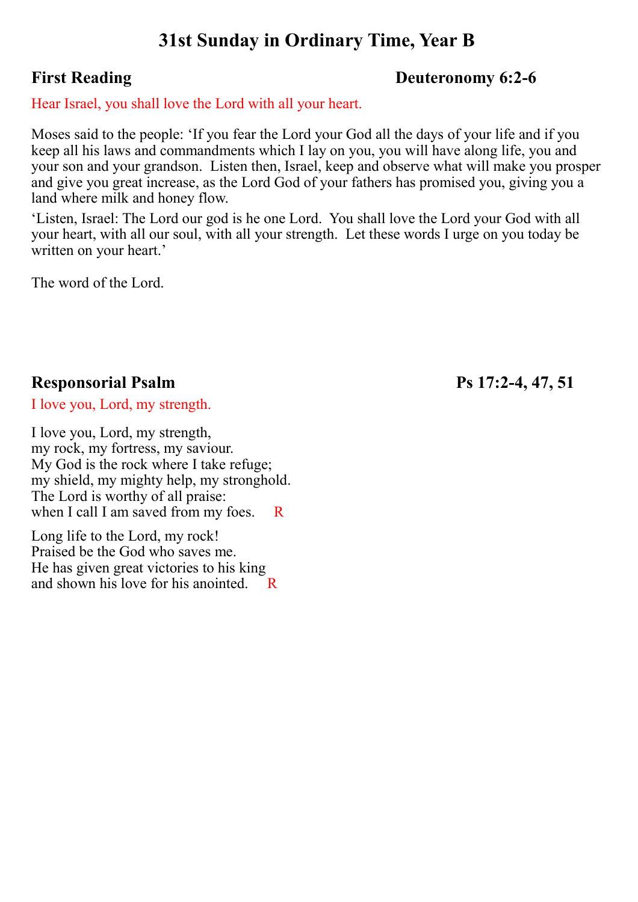# 31st Sunday in Ordinary Time, Year B

## First Reading — Deuteronomy 6:2-6

Hear Israel, you shall love the Lord with all your heart.

Moses said to the people: 'If you fear the Lord your God all the days of your life and if you keep all his laws and commandments which I lay on you, you will have along life, you and your son and your grandson. Listen then, Israel, keep and observe what will make you prosper and give you great increase, as the Lord God of your fathers has promised you, giving you a land where milk and honey flow.

'Listen, Israel: The Lord our god is he one Lord. You shall love the Lord your God with all your heart, with all our soul, with all your strength. Let these words I urge on you today be written on your heart.'

The word of the Lord.

## Responsorial Psalm — Ps 17:2-4, 47, 51

I love you, Lord, my strength.

I love you, Lord, my strength,  
my rock, my fortress, my saviour.  
My God is the rock where I take refuge;  
my shield, my mighty help, my stronghold.  
The Lord is worthy of all praise:  
when I call I am saved from my foes. R

Long life to the Lord, my rock!  
Praised be the God who saves me.  
He has given great victories to his king  
and shown his love for his anointed. R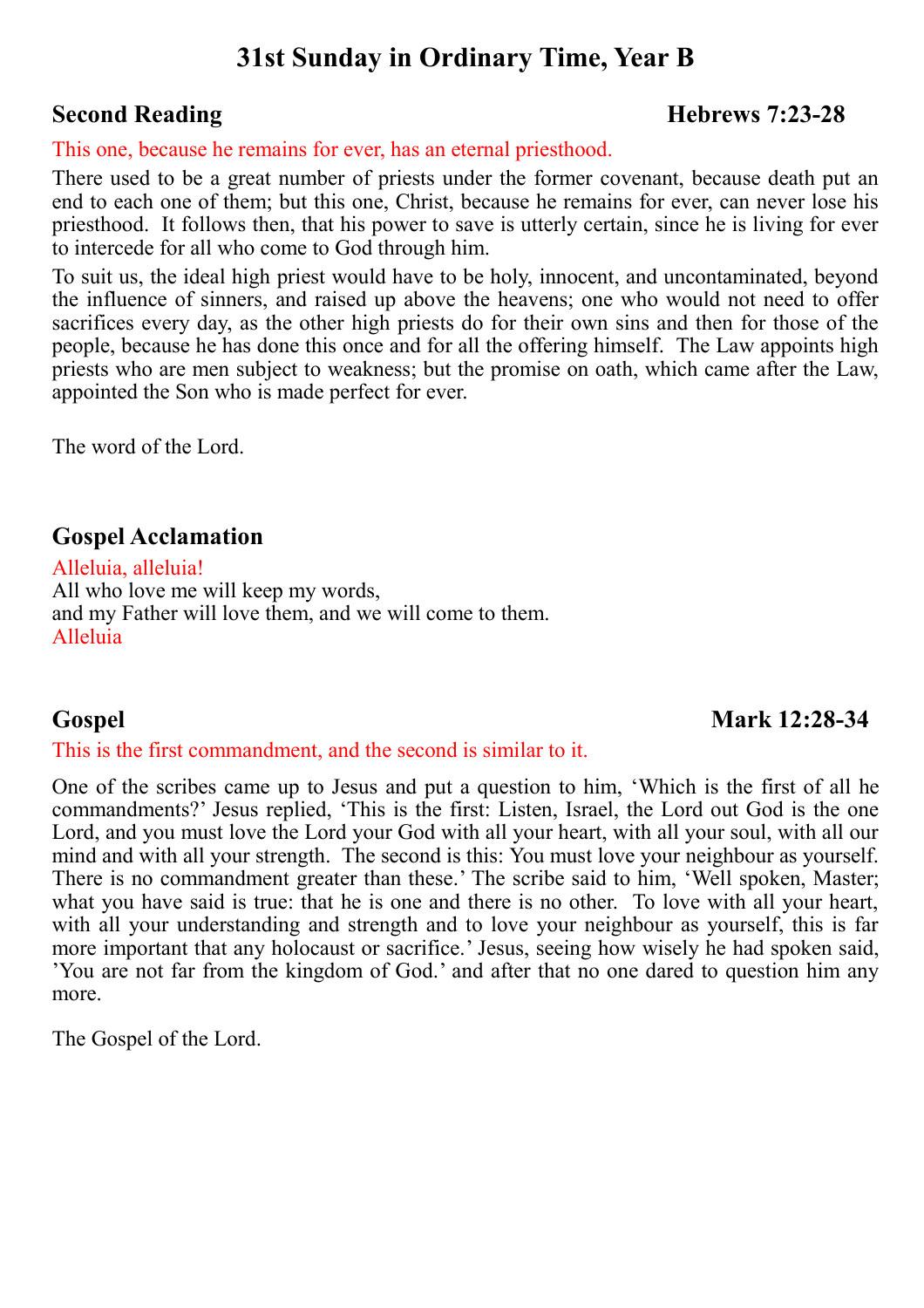# 31st Sunday in Ordinary Time, Year B

## Second Reading — Hebrews 7:23-28

This one, because he remains for ever, has an eternal priesthood.

There used to be a great number of priests under the former covenant, because death put an end to each one of them; but this one, Christ, because he remains for ever, can never lose his priesthood. It follows then, that his power to save is utterly certain, since he is living for ever to intercede for all who come to God through him.

To suit us, the ideal high priest would have to be holy, innocent, and uncontaminated, beyond the influence of sinners, and raised up above the heavens; one who would not need to offer sacrifices every day, as the other high priests do for their own sins and then for those of the people, because he has done this once and for all the offering himself. The Law appoints high priests who are men subject to weakness; but the promise on oath, which came after the Law, appointed the Son who is made perfect for ever.

The word of the Lord.

## Gospel Acclamation

Alleluia, alleluia!
All who love me will keep my words,
and my Father will love them, and we will come to them.
Alleluia

## Gospel — Mark 12:28-34

This is the first commandment, and the second is similar to it.

One of the scribes came up to Jesus and put a question to him, 'Which is the first of all he commandments?' Jesus replied, 'This is the first: Listen, Israel, the Lord out God is the one Lord, and you must love the Lord your God with all your heart, with all your soul, with all our mind and with all your strength. The second is this: You must love your neighbour as yourself. There is no commandment greater than these.' The scribe said to him, 'Well spoken, Master; what you have said is true: that he is one and there is no other. To love with all your heart, with all your understanding and strength and to love your neighbour as yourself, this is far more important that any holocaust or sacrifice.' Jesus, seeing how wisely he had spoken said, 'You are not far from the kingdom of God.' and after that no one dared to question him any more.

The Gospel of the Lord.